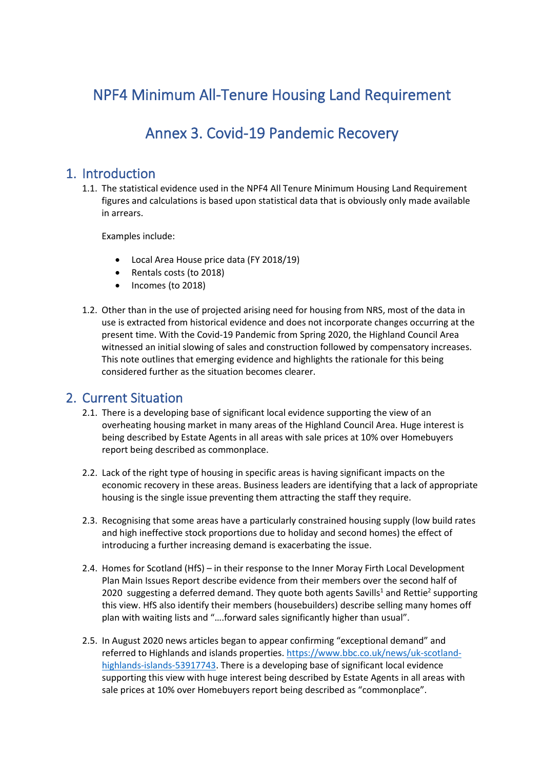# NPF4 Minimum All-Tenure Housing Land Requirement

# Annex 3. Covid-19 Pandemic Recovery

## 1. Introduction

1.1. The statistical evidence used in the NPF4 All Tenure Minimum Housing Land Requirement figures and calculations is based upon statistical data that is obviously only made available in arrears.

Examples include:

- Local Area House price data (FY 2018/19)
- Rentals costs (to 2018)
- Incomes (to 2018)

1.2. Other than in the use of projected arising need for housing from NRS, most of the data in use is extracted from historical evidence and does not incorporate changes occurring at the present time. With the Covid-19 Pandemic from Spring 2020, the Highland Council Area witnessed an initial slowing of sales and construction followed by compensatory increases. This note outlines that emerging evidence and highlights the rationale for this being considered further as the situation becomes clearer.

## 2. Current Situation

2.1. There is a developing base of significant local evidence supporting the view of an overheating housing market in many areas of the Highland Council Area. Huge interest is being described by Estate Agents in all areas with sale prices at 10% over Homebuyers report being described as commonplace.

2.2. Lack of the right type of housing in specific areas is having significant impacts on the economic recovery in these areas. Business leaders are identifying that a lack of appropriate housing is the single issue preventing them attracting the staff they require.

2.3. Recognising that some areas have a particularly constrained housing supply (low build rates and high ineffective stock proportions due to holiday and second homes) the effect of introducing a further increasing demand is exacerbating the issue.

2.4. Homes for Scotland (HfS) – in their response to the Inner Moray Firth Local Development Plan Main Issues Report describe evidence from their members over the second half of 2020 suggesting a deferred demand. They quote both agents Savills[1] and Rettie[2] supporting this view. HfS also identify their members (housebuilders) describe selling many homes off plan with waiting lists and "….forward sales significantly higher than usual".

2.5. In August 2020 news articles began to appear confirming "exceptional demand" and referred to Highlands and islands properties. https://www.bbc.co.uk/news/uk-scotland-highlands-islands-53917743. There is a developing base of significant local evidence supporting this view with huge interest being described by Estate Agents in all areas with sale prices at 10% over Homebuyers report being described as "commonplace".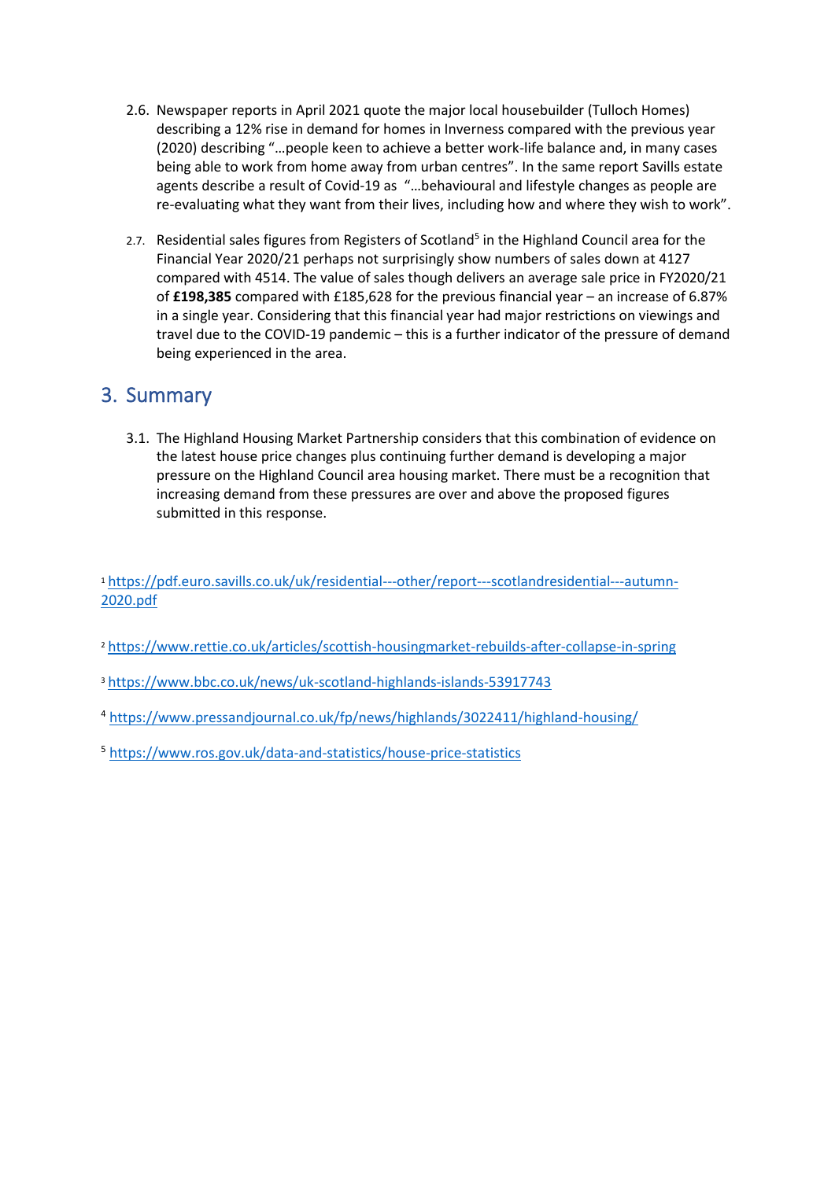2.6. Newspaper reports in April 2021 quote the major local housebuilder (Tulloch Homes) describing a 12% rise in demand for homes in Inverness compared with the previous year (2020) describing "…people keen to achieve a better work-life balance and, in many cases being able to work from home away from urban centres". In the same report Savills estate agents describe a result of Covid-19 as "…behavioural and lifestyle changes as people are re-evaluating what they want from their lives, including how and where they wish to work".

2.7. Residential sales figures from Registers of Scotland[5] in the Highland Council area for the Financial Year 2020/21 perhaps not surprisingly show numbers of sales down at 4127 compared with 4514. The value of sales though delivers an average sale price in FY2020/21 of **£198,385** compared with £185,628 for the previous financial year – an increase of 6.87% in a single year. Considering that this financial year had major restrictions on viewings and travel due to the COVID-19 pandemic – this is a further indicator of the pressure of demand being experienced in the area.

## 3. Summary

3.1. The Highland Housing Market Partnership considers that this combination of evidence on the latest house price changes plus continuing further demand is developing a major pressure on the Highland Council area housing market. There must be a recognition that increasing demand from these pressures are over and above the proposed figures submitted in this response.

[1] https://pdf.euro.savills.co.uk/uk/residential---other/report---scotlandresidential---autumn-2020.pdf

[2] https://www.rettie.co.uk/articles/scottish-housingmarket-rebuilds-after-collapse-in-spring

[3] https://www.bbc.co.uk/news/uk-scotland-highlands-islands-53917743

[4] https://www.pressandjournal.co.uk/fp/news/highlands/3022411/highland-housing/

[5] https://www.ros.gov.uk/data-and-statistics/house-price-statistics